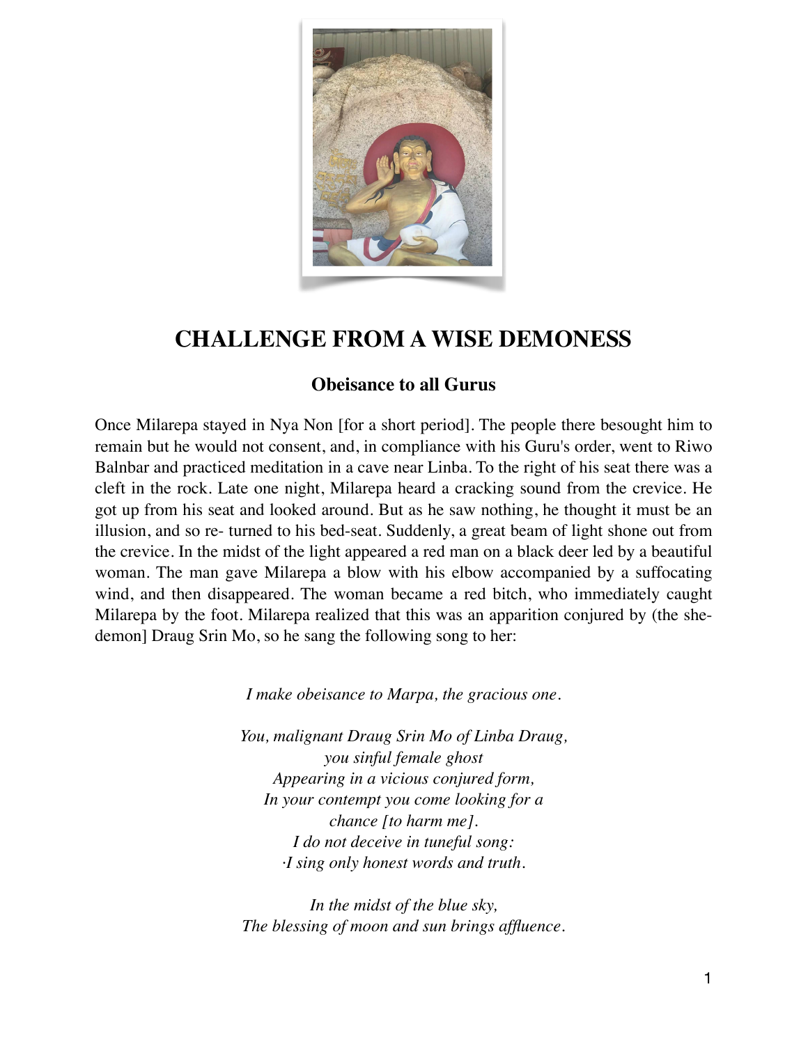# CHALLENGE FROM A WISE DEMONESS

### Obeisance to all Gurus

Once Milarepa stayed in Nya Non [for a short period]. The people there besought him to remain but he would not consent, and, in compliance with his Guru's order, went to Riwo Balnbar and practiced meditation in a cave near Linba. To the right of his seat there was a cleft in the rock. Late one night, Milarepa heard a cracking sound from the crevice. He got up from his seat and looked around. But as he saw nothing, he thought it must be an illusion, and so re- turned to his bed-seat. Suddenly, a great beam of light shone out from the crevice. In the midst of the light appeared a red man on a black deer led by a beautiful woman. The man gave Milarepa a blow with his elbow accompanied by a suffocating wind, and then disappeared. The woman became a red bitch, who immediately caught Milarepa by the foot. Milarepa realized that this was an apparition conjured by (the she-demon] Draug Srin Mo, so he sang the following song to her:

*I make obeisance to Marpa, the gracious one.*

*You, malignant Draug Srin Mo of Linba Draug,*
*you sinful female ghost*
*Appearing in a vicious conjured form,*
*In your contempt you come looking for a*
*chance [to harm me].*
*I do not deceive in tuneful song:*
*·I sing only honest words and truth.*

*In the midst of the blue sky,*
*The blessing of moon and sun brings affluence.*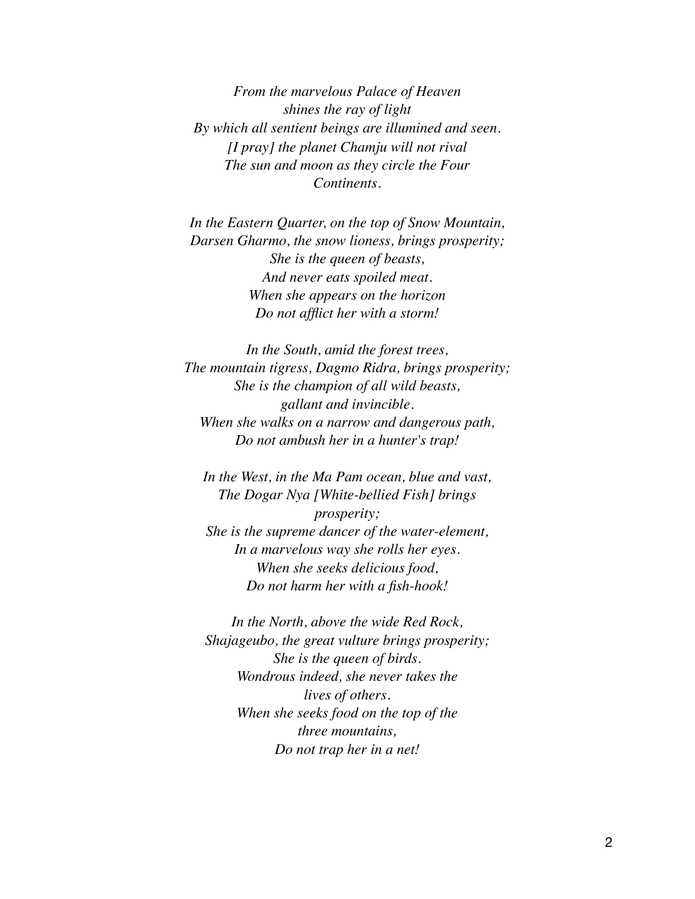*From the marvelous Palace of Heaven*
*shines the ray of light*
*By which all sentient beings are illumined and seen.*
*[I pray] the planet Chamju will not rival*
*The sun and moon as they circle the Four Continents.*

*In the Eastern Quarter, on the top of Snow Mountain,*
*Darsen Gharmo, the snow lioness, brings prosperity;*
*She is the queen of beasts,*
*And never eats spoiled meat.*
*When she appears on the horizon*
*Do not afflict her with a storm!*

*In the South, amid the forest trees,*
*The mountain tigress, Dagmo Ridra, brings prosperity;*
*She is the champion of all wild beasts,*
*gallant and invincible.*
*When she walks on a narrow and dangerous path,*
*Do not ambush her in a hunter's trap!*

*In the West, in the Ma Pam ocean, blue and vast,*
*The Dogar Nya [White-bellied Fish] brings prosperity;*
*She is the supreme dancer of the water-element,*
*In a marvelous way she rolls her eyes.*
*When she seeks delicious food,*
*Do not harm her with a fish-hook!*

*In the North, above the wide Red Rock,*
*Shajageubo, the great vulture brings prosperity;*
*She is the queen of birds.*
*Wondrous indeed, she never takes the lives of others.*
*When she seeks food on the top of the three mountains,*
*Do not trap her in a net!*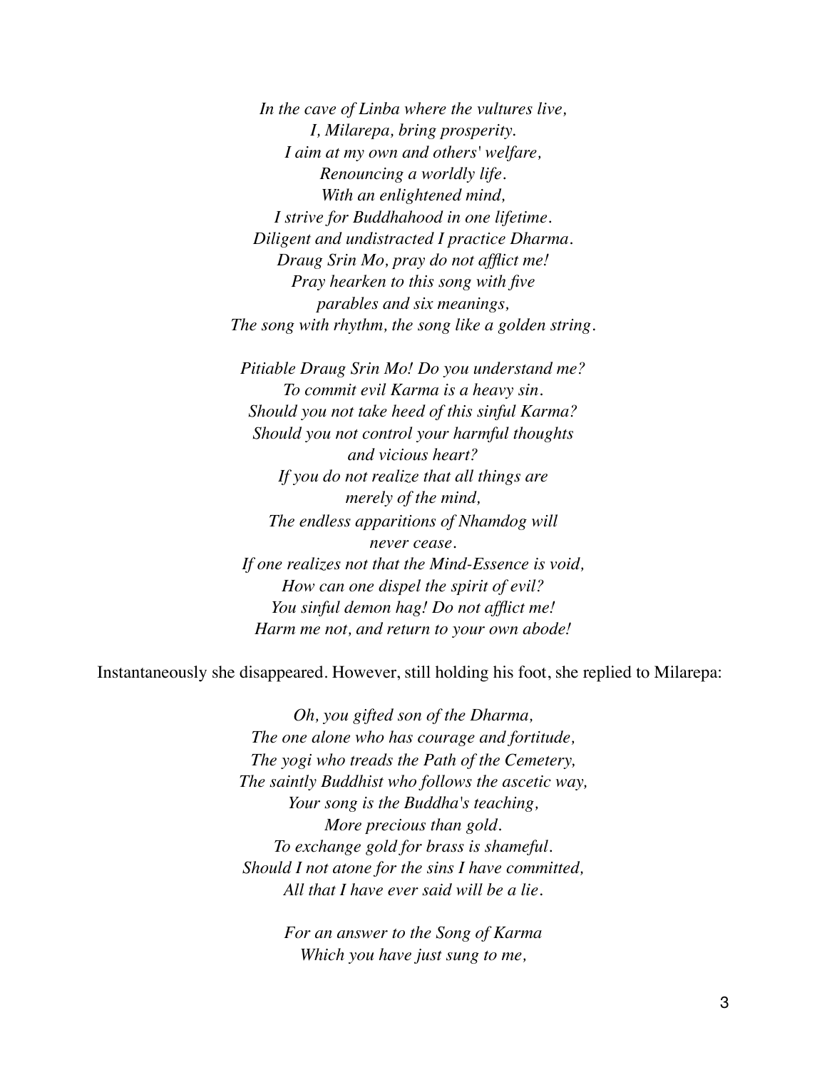*In the cave of Linba where the vultures live,*
*I, Milarepa, bring prosperity.*
*I aim at my own and others' welfare,*
*Renouncing a worldly life.*
*With an enlightened mind,*
*I strive for Buddhahood in one lifetime.*
*Diligent and undistracted I practice Dharma.*
*Draug Srin Mo, pray do not afflict me!*
*Pray hearken to this song with five parables and six meanings,*
*The song with rhythm, the song like a golden string.*

*Pitiable Draug Srin Mo! Do you understand me?*
*To commit evil Karma is a heavy sin.*
*Should you not take heed of this sinful Karma?*
*Should you not control your harmful thoughts and vicious heart?*
*If you do not realize that all things are merely of the mind,*
*The endless apparitions of Nhamdog will never cease.*
*If one realizes not that the Mind-Essence is void,*
*How can one dispel the spirit of evil?*
*You sinful demon hag! Do not afflict me!*
*Harm me not, and return to your own abode!*

Instantaneously she disappeared. However, still holding his foot, she replied to Milarepa:

*Oh, you gifted son of the Dharma,*
*The one alone who has courage and fortitude,*
*The yogi who treads the Path of the Cemetery,*
*The saintly Buddhist who follows the ascetic way,*
*Your song is the Buddha's teaching,*
*More precious than gold.*
*To exchange gold for brass is shameful.*
*Should I not atone for the sins I have committed,*
*All that I have ever said will be a lie.*

*For an answer to the Song of Karma*
*Which you have just sung to me,*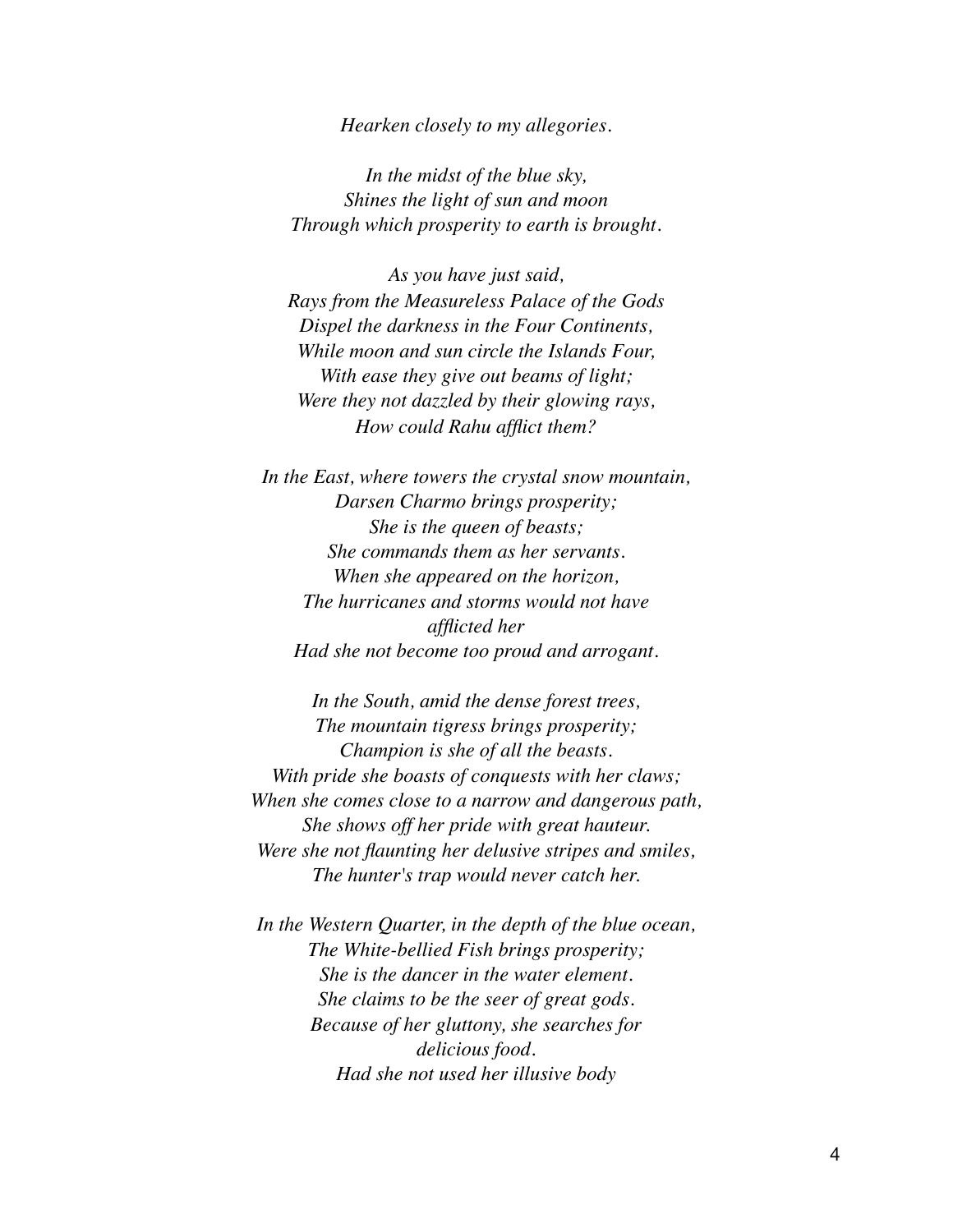*Hearken closely to my allegories.*

*In the midst of the blue sky,*  
*Shines the light of sun and moon*  
*Through which prosperity to earth is brought.*

*As you have just said,*  
*Rays from the Measureless Palace of the Gods*  
*Dispel the darkness in the Four Continents,*  
*While moon and sun circle the Islands Four,*  
*With ease they give out beams of light;*  
*Were they not dazzled by their glowing rays,*  
*How could Rahu afflict them?*

*In the East, where towers the crystal snow mountain,*  
*Darsen Charmo brings prosperity;*  
*She is the queen of beasts;*  
*She commands them as her servants.*  
*When she appeared on the horizon,*  
*The hurricanes and storms would not have afflicted her*  
*Had she not become too proud and arrogant.*

*In the South, amid the dense forest trees,*  
*The mountain tigress brings prosperity;*  
*Champion is she of all the beasts.*  
*With pride she boasts of conquests with her claws;*  
*When she comes close to a narrow and dangerous path,*  
*She shows off her pride with great hauteur.*  
*Were she not flaunting her delusive stripes and smiles,*  
*The hunter's trap would never catch her.*

*In the Western Quarter, in the depth of the blue ocean,*  
*The White-bellied Fish brings prosperity;*  
*She is the dancer in the water element.*  
*She claims to be the seer of great gods.*  
*Because of her gluttony, she searches for delicious food.*  
*Had she not used her illusive body*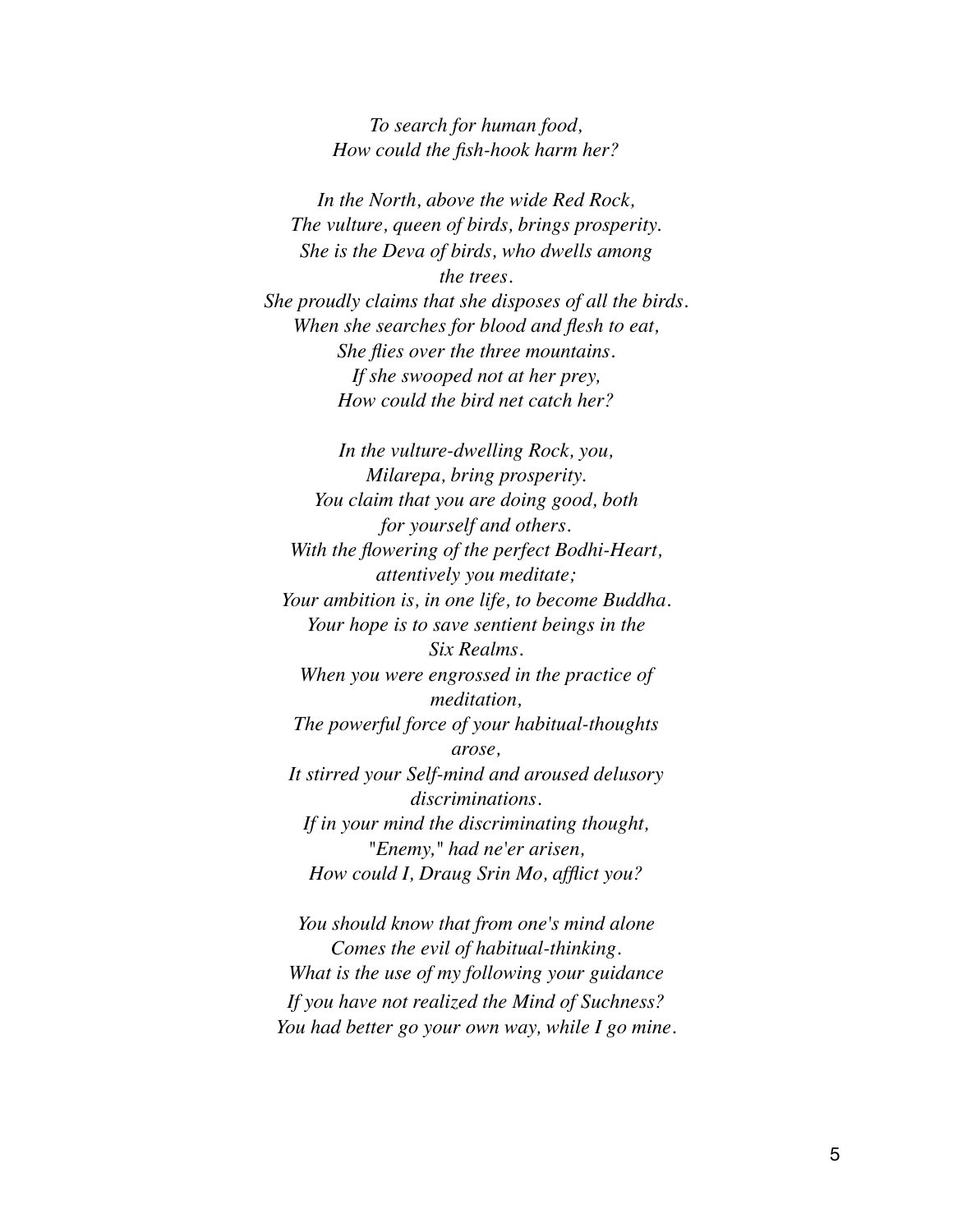*To search for human food,*
*How could the fish-hook harm her?*

*In the North, above the wide Red Rock,*
*The vulture, queen of birds, brings prosperity.*
*She is the Deva of birds, who dwells among the trees.*
*She proudly claims that she disposes of all the birds.*
*When she searches for blood and flesh to eat,*
*She flies over the three mountains.*
*If she swooped not at her prey,*
*How could the bird net catch her?*

*In the vulture-dwelling Rock, you,*
*Milarepa, bring prosperity.*
*You claim that you are doing good, both for yourself and others.*
*With the flowering of the perfect Bodhi-Heart, attentively you meditate;*
*Your ambition is, in one life, to become Buddha.*
*Your hope is to save sentient beings in the Six Realms.*
*When you were engrossed in the practice of meditation,*
*The powerful force of your habitual-thoughts arose,*
*It stirred your Self-mind and aroused delusory discriminations.*
*If in your mind the discriminating thought, "Enemy," had ne'er arisen,*
*How could I, Draug Srin Mo, afflict you?*

*You should know that from one's mind alone*
*Comes the evil of habitual-thinking.*
*What is the use of my following your guidance*
*If you have not realized the Mind of Suchness?*
*You had better go your own way, while I go mine.*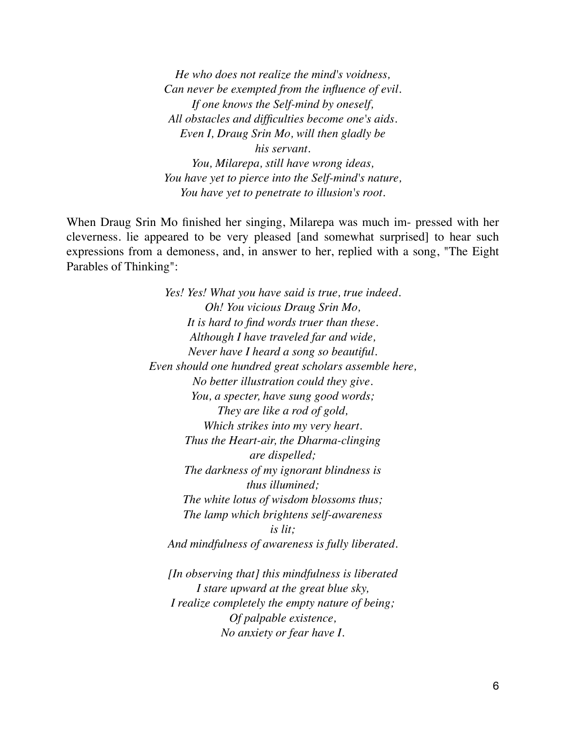*He who does not realize the mind's voidness,*
*Can never be exempted from the influence of evil.*
*If one knows the Self-mind by oneself,*
*All obstacles and difficulties become one's aids.*
*Even I, Draug Srin Mo, will then gladly be*
*his servant.*
*You, Milarepa, still have wrong ideas,*
*You have yet to pierce into the Self-mind's nature,*
*You have yet to penetrate to illusion's root.*

When Draug Srin Mo finished her singing, Milarepa was much im- pressed with her cleverness. lie appeared to be very pleased [and somewhat surprised] to hear such expressions from a demoness, and, in answer to her, replied with a song, "The Eight Parables of Thinking":

*Yes! Yes! What you have said is true, true indeed.*
*Oh! You vicious Draug Srin Mo,*
*It is hard to find words truer than these.*
*Although I have traveled far and wide,*
*Never have I heard a song so beautiful.*
*Even should one hundred great scholars assemble here,*
*No better illustration could they give.*
*You, a specter, have sung good words;*
*They are like a rod of gold,*
*Which strikes into my very heart.*
*Thus the Heart-air, the Dharma-clinging*
*are dispelled;*
*The darkness of my ignorant blindness is*
*thus illumined;*
*The white lotus of wisdom blossoms thus;*
*The lamp which brightens self-awareness*
*is lit;*
*And mindfulness of awareness is fully liberated.*

*[In observing that] this mindfulness is liberated*
*I stare upward at the great blue sky,*
*I realize completely the empty nature of being;*
*Of palpable existence,*
*No anxiety or fear have I.*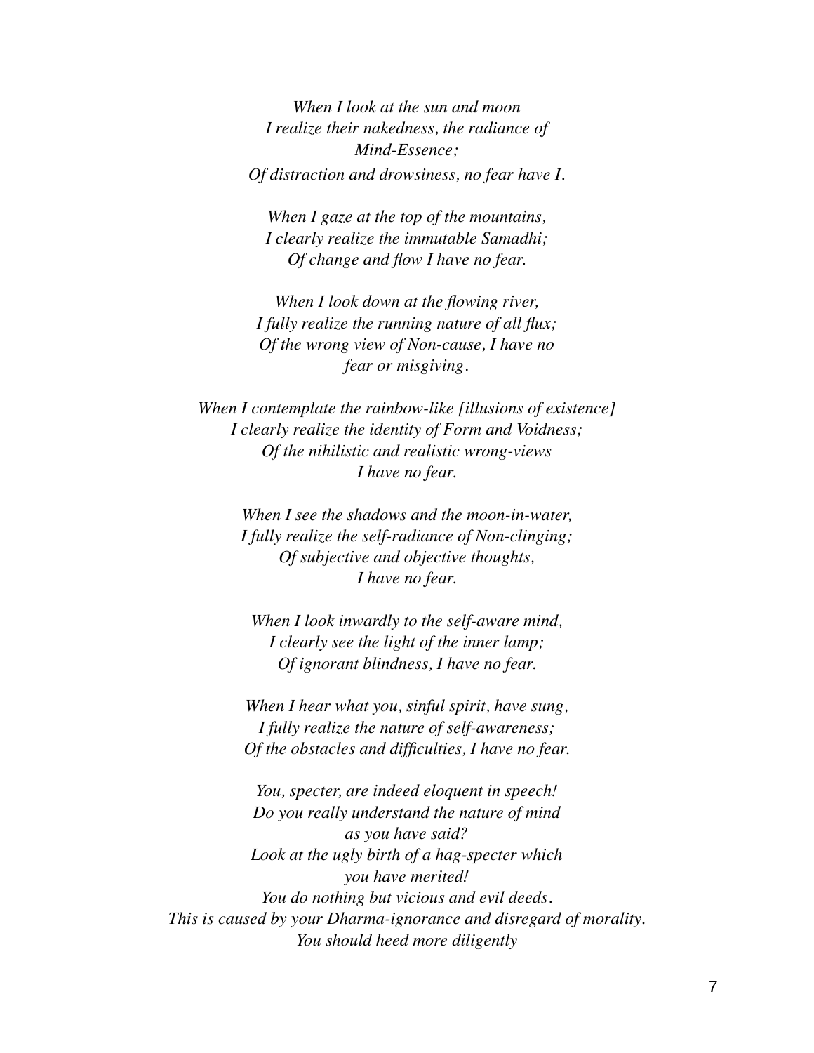*When I look at the sun and moon*
*I realize their nakedness, the radiance of Mind-Essence;*
*Of distraction and drowsiness, no fear have I.*

*When I gaze at the top of the mountains,*
*I clearly realize the immutable Samadhi;*
*Of change and flow I have no fear.*

*When I look down at the flowing river,*
*I fully realize the running nature of all flux;*
*Of the wrong view of Non-cause, I have no fear or misgiving.*

*When I contemplate the rainbow-like [illusions of existence]*
*I clearly realize the identity of Form and Voidness;*
*Of the nihilistic and realistic wrong-views*
*I have no fear.*

*When I see the shadows and the moon-in-water,*
*I fully realize the self-radiance of Non-clinging;*
*Of subjective and objective thoughts,*
*I have no fear.*

*When I look inwardly to the self-aware mind,*
*I clearly see the light of the inner lamp;*
*Of ignorant blindness, I have no fear.*

*When I hear what you, sinful spirit, have sung,*
*I fully realize the nature of self-awareness;*
*Of the obstacles and difficulties, I have no fear.*

*You, specter, are indeed eloquent in speech!*
*Do you really understand the nature of mind as you have said?*
*Look at the ugly birth of a hag-specter which you have merited!*
*You do nothing but vicious and evil deeds.*
*This is caused by your Dharma-ignorance and disregard of morality.*
*You should heed more diligently*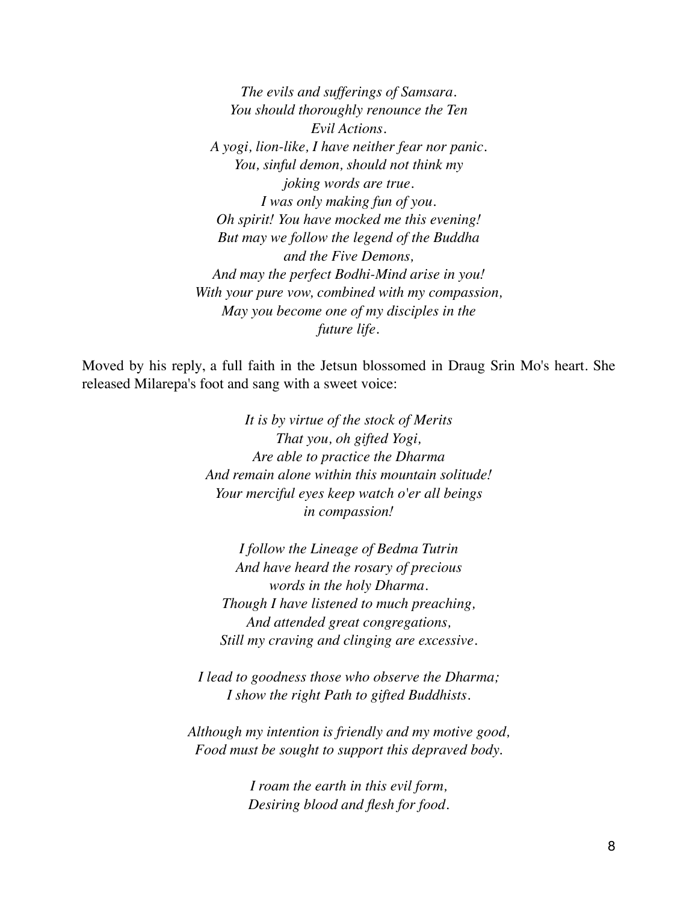*The evils and sufferings of Samsara.*
*You should thoroughly renounce the Ten Evil Actions.*
*A yogi, lion-like, I have neither fear nor panic.*
*You, sinful demon, should not think my joking words are true.*
*I was only making fun of you.*
*Oh spirit! You have mocked me this evening!*
*But may we follow the legend of the Buddha and the Five Demons,*
*And may the perfect Bodhi-Mind arise in you!*
*With your pure vow, combined with my compassion,*
*May you become one of my disciples in the future life.*

Moved by his reply, a full faith in the Jetsun blossomed in Draug Srin Mo's heart. She released Milarepa's foot and sang with a sweet voice:

*It is by virtue of the stock of Merits*
*That you, oh gifted Yogi,*
*Are able to practice the Dharma*
*And remain alone within this mountain solitude!*
*Your merciful eyes keep watch o'er all beings in compassion!*

*I follow the Lineage of Bedma Tutrin*
*And have heard the rosary of precious words in the holy Dharma.*
*Though I have listened to much preaching,*
*And attended great congregations,*
*Still my craving and clinging are excessive.*

*I lead to goodness those who observe the Dharma;*
*I show the right Path to gifted Buddhists.*

*Although my intention is friendly and my motive good,*
*Food must be sought to support this depraved body.*

*I roam the earth in this evil form,*
*Desiring blood and flesh for food.*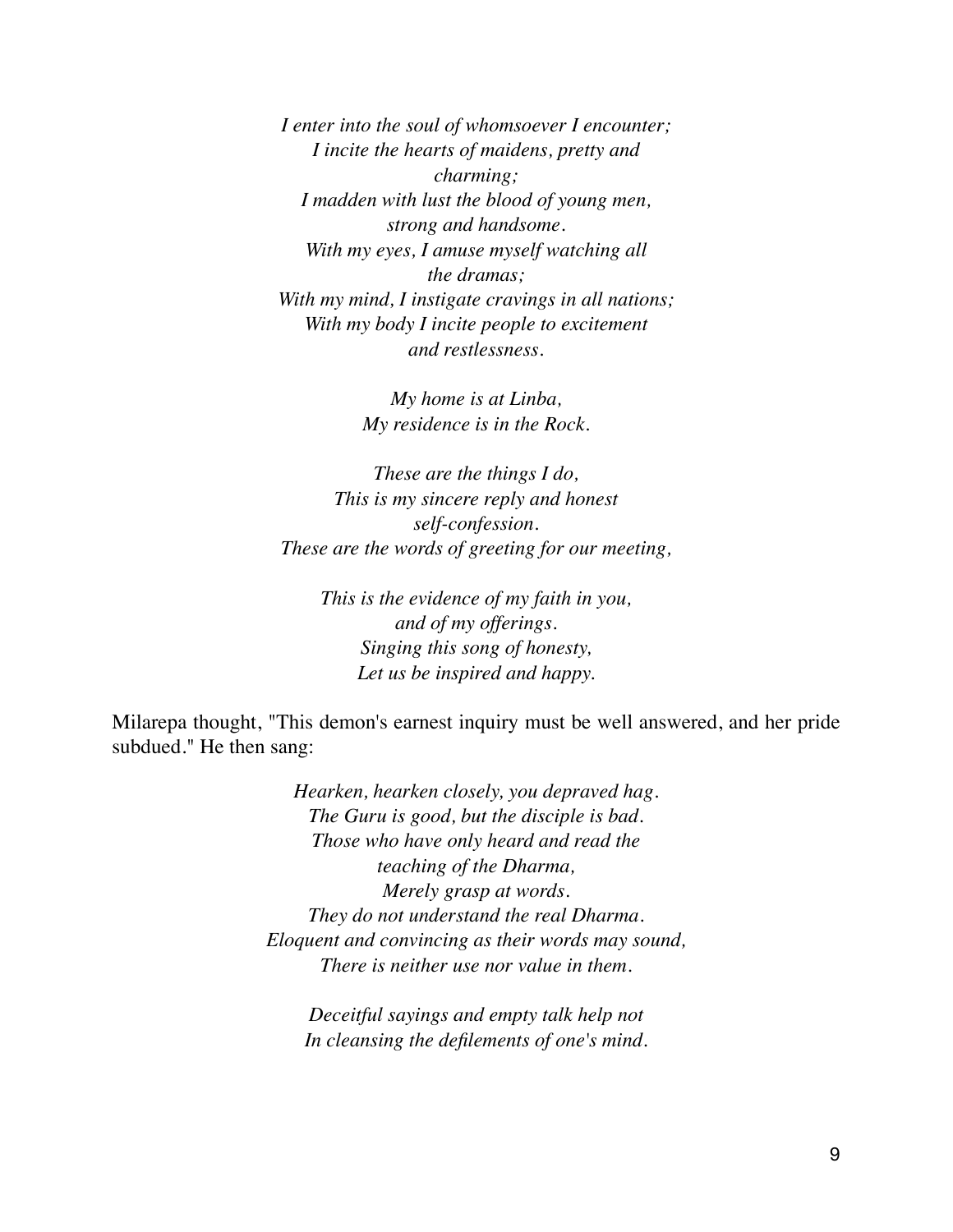*I enter into the soul of whomsoever I encounter;*
*I incite the hearts of maidens, pretty and charming;*
*I madden with lust the blood of young men, strong and handsome.*
*With my eyes, I amuse myself watching all the dramas;*
*With my mind, I instigate cravings in all nations;*
*With my body I incite people to excitement and restlessness.*

*My home is at Linba,*
*My residence is in the Rock.*

*These are the things I do,*
*This is my sincere reply and honest self-confession.*
*These are the words of greeting for our meeting,*

*This is the evidence of my faith in you, and of my offerings.*
*Singing this song of honesty,*
*Let us be inspired and happy.*

Milarepa thought, "This demon's earnest inquiry must be well answered, and her pride subdued." He then sang:

*Hearken, hearken closely, you depraved hag.*
*The Guru is good, but the disciple is bad.*
*Those who have only heard and read the teaching of the Dharma,*
*Merely grasp at words.*
*They do not understand the real Dharma.*
*Eloquent and convincing as their words may sound,*
*There is neither use nor value in them.*

*Deceitful sayings and empty talk help not*
*In cleansing the defilements of one's mind.*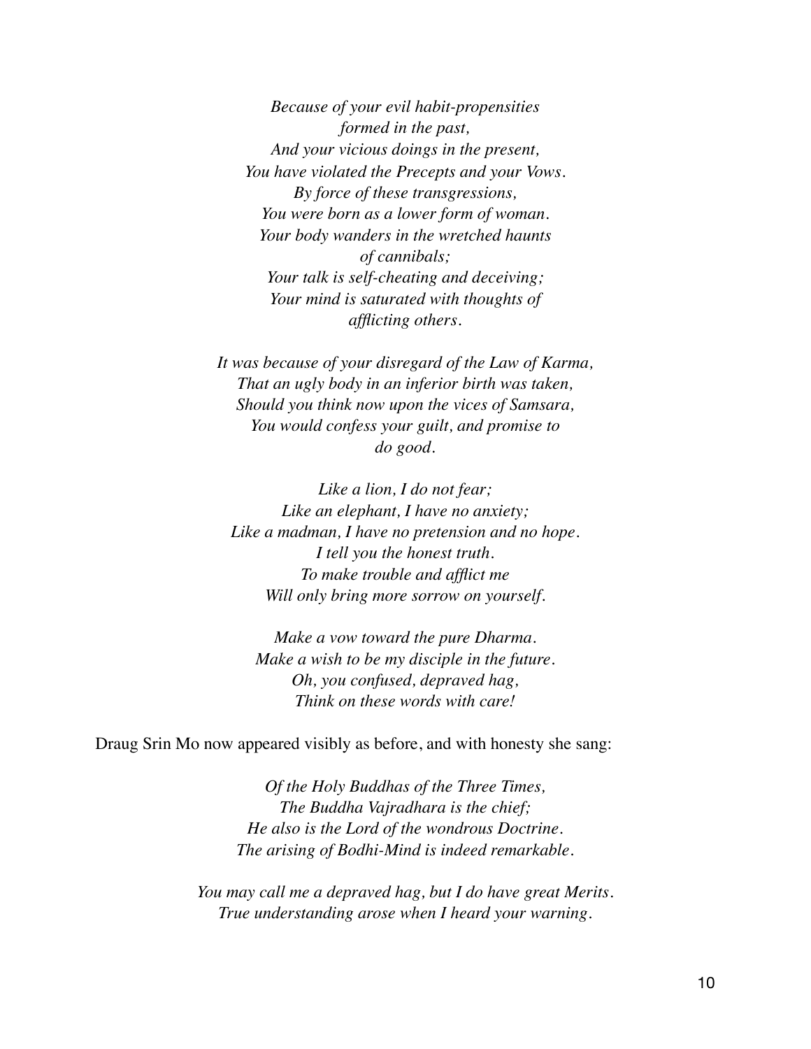*Because of your evil habit-propensities*
*formed in the past,*
*And your vicious doings in the present,*
*You have violated the Precepts and your Vows.*
*By force of these transgressions,*
*You were born as a lower form of woman.*
*Your body wanders in the wretched haunts*
*of cannibals;*
*Your talk is self-cheating and deceiving;*
*Your mind is saturated with thoughts of*
*afflicting others.*

*It was because of your disregard of the Law of Karma,*
*That an ugly body in an inferior birth was taken,*
*Should you think now upon the vices of Samsara,*
*You would confess your guilt, and promise to*
*do good.*

*Like a lion, I do not fear;*
*Like an elephant, I have no anxiety;*
*Like a madman, I have no pretension and no hope.*
*I tell you the honest truth.*
*To make trouble and afflict me*
*Will only bring more sorrow on yourself.*

*Make a vow toward the pure Dharma.*
*Make a wish to be my disciple in the future.*
*Oh, you confused, depraved hag,*
*Think on these words with care!*

Draug Srin Mo now appeared visibly as before, and with honesty she sang:

*Of the Holy Buddhas of the Three Times,*
*The Buddha Vajradhara is the chief;*
*He also is the Lord of the wondrous Doctrine.*
*The arising of Bodhi-Mind is indeed remarkable.*

*You may call me a depraved hag, but I do have great Merits.*
*True understanding arose when I heard your warning.*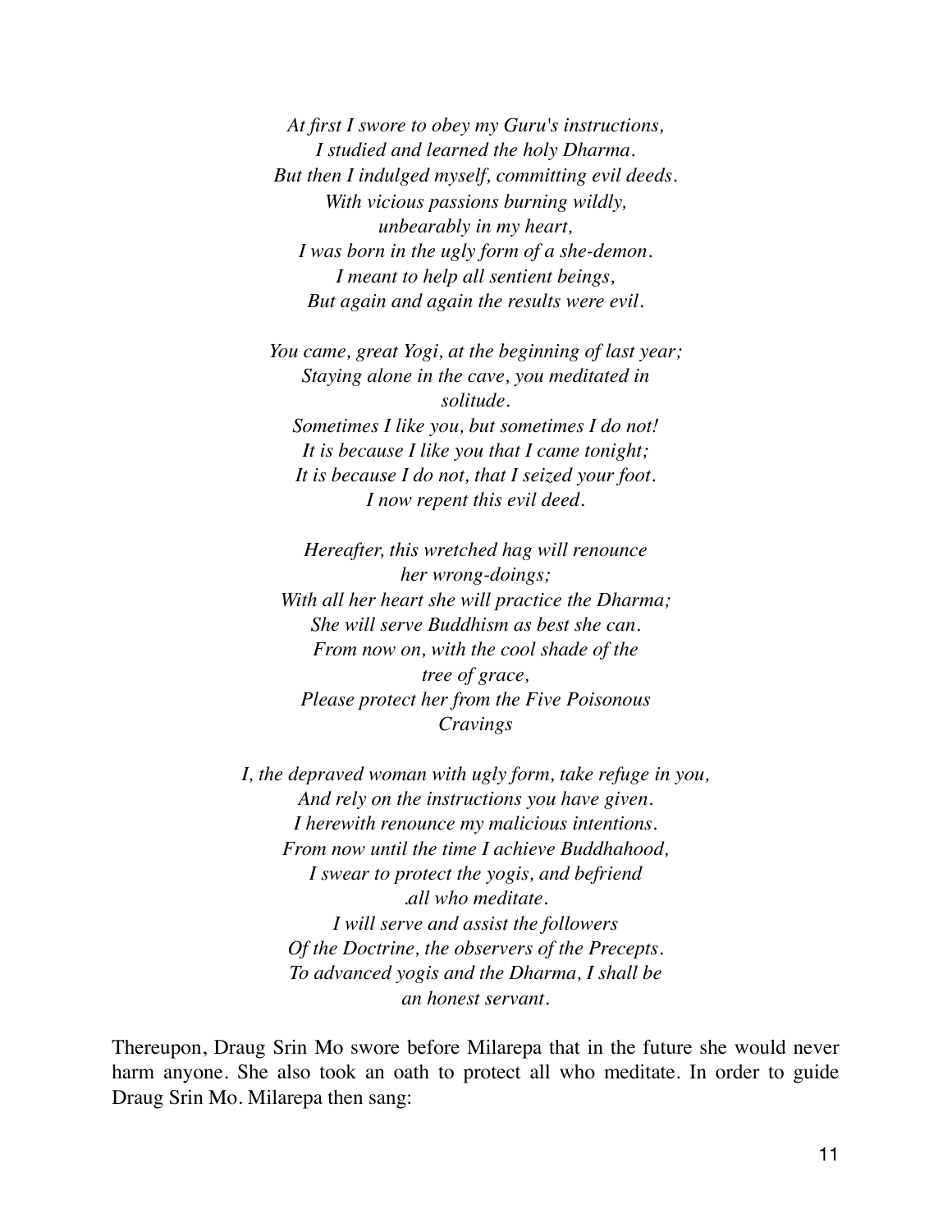*At first I swore to obey my Guru's instructions,*
*I studied and learned the holy Dharma.*
*But then I indulged myself, committing evil deeds.*
*With vicious passions burning wildly,*
*unbearably in my heart,*
*I was born in the ugly form of a she-demon.*
*I meant to help all sentient beings,*
*But again and again the results were evil.*

*You came, great Yogi, at the beginning of last year;*
*Staying alone in the cave, you meditated in*
*solitude.*
*Sometimes I like you, but sometimes I do not!*
*It is because I like you that I came tonight;*
*It is because I do not, that I seized your foot.*
*I now repent this evil deed.*

*Hereafter, this wretched hag will renounce*
*her wrong-doings;*
*With all her heart she will practice the Dharma;*
*She will serve Buddhism as best she can.*
*From now on, with the cool shade of the*
*tree of grace,*
*Please protect her from the Five Poisonous*
*Cravings*

*I, the depraved woman with ugly form, take refuge in you,*
*And rely on the instructions you have given.*
*I herewith renounce my malicious intentions.*
*From now until the time I achieve Buddhahood,*
*I swear to protect the yogis, and befriend*
*.all who meditate.*
*I will serve and assist the followers*
*Of the Doctrine, the observers of the Precepts.*
*To advanced yogis and the Dharma, I shall be*
*an honest servant.*

Thereupon, Draug Srin Mo swore before Milarepa that in the future she would never harm anyone. She also took an oath to protect all who meditate. In order to guide Draug Srin Mo. Milarepa then sang: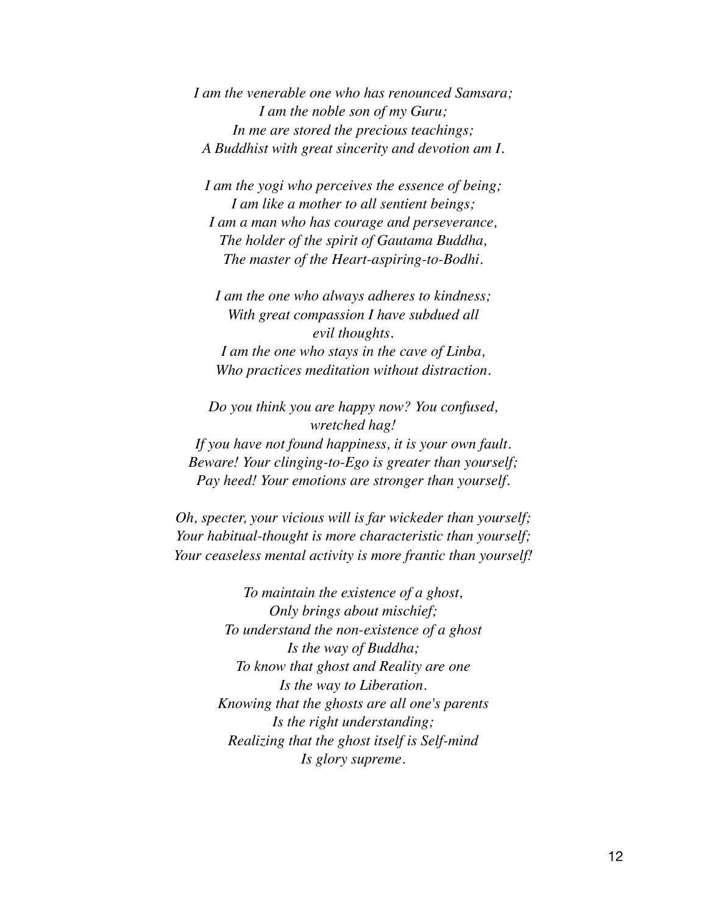*I am the venerable one who has renounced Samsara;*
*I am the noble son of my Guru;*
*In me are stored the precious teachings;*
*A Buddhist with great sincerity and devotion am I.*

*I am the yogi who perceives the essence of being;*
*I am like a mother to all sentient beings;*
*I am a man who has courage and perseverance,*
*The holder of the spirit of Gautama Buddha,*
*The master of the Heart-aspiring-to-Bodhi.*

*I am the one who always adheres to kindness;*
*With great compassion I have subdued all evil thoughts.*
*I am the one who stays in the cave of Linba,*
*Who practices meditation without distraction.*

*Do you think you are happy now? You confused, wretched hag!*
*If you have not found happiness, it is your own fault.*
*Beware! Your clinging-to-Ego is greater than yourself;*
*Pay heed! Your emotions are stronger than yourself.*

*Oh, specter, your vicious will is far wickeder than yourself;*
*Your habitual-thought is more characteristic than yourself;*
*Your ceaseless mental activity is more frantic than yourself!*

*To maintain the existence of a ghost,*
*Only brings about mischief;*
*To understand the non-existence of a ghost*
*Is the way of Buddha;*
*To know that ghost and Reality are one*
*Is the way to Liberation.*
*Knowing that the ghosts are all one's parents*
*Is the right understanding;*
*Realizing that the ghost itself is Self-mind*
*Is glory supreme.*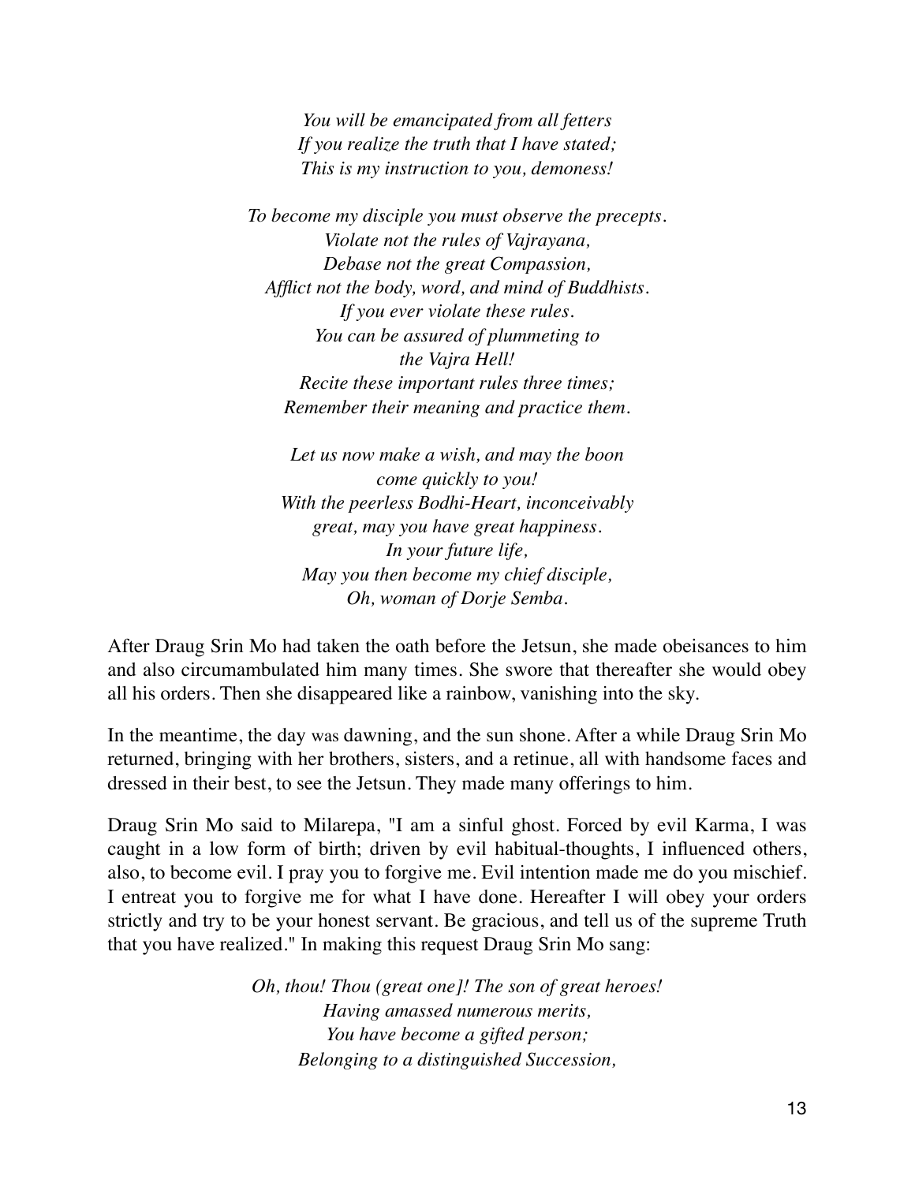*You will be emancipated from all fetters*
*If you realize the truth that I have stated;*
*This is my instruction to you, demoness!*

*To become my disciple you must observe the precepts.*
*Violate not the rules of Vajrayana,*
*Debase not the great Compassion,*
*Afflict not the body, word, and mind of Buddhists.*
*If you ever violate these rules.*
*You can be assured of plummeting to*
*the Vajra Hell!*
*Recite these important rules three times;*
*Remember their meaning and practice them.*

*Let us now make a wish, and may the boon*
*come quickly to you!*
*With the peerless Bodhi-Heart, inconceivably*
*great, may you have great happiness.*
*In your future life,*
*May you then become my chief disciple,*
*Oh, woman of Dorje Semba.*

After Draug Srin Mo had taken the oath before the Jetsun, she made obeisances to him and also circumambulated him many times. She swore that thereafter she would obey all his orders. Then she disappeared like a rainbow, vanishing into the sky.

In the meantime, the day was dawning, and the sun shone. After a while Draug Srin Mo returned, bringing with her brothers, sisters, and a retinue, all with handsome faces and dressed in their best, to see the Jetsun. They made many offerings to him.

Draug Srin Mo said to Milarepa, "I am a sinful ghost. Forced by evil Karma, I was caught in a low form of birth; driven by evil habitual-thoughts, I influenced others, also, to become evil. I pray you to forgive me. Evil intention made me do you mischief. I entreat you to forgive me for what I have done. Hereafter I will obey your orders strictly and try to be your honest servant. Be gracious, and tell us of the supreme Truth that you have realized." In making this request Draug Srin Mo sang:

*Oh, thou! Thou (great one]! The son of great heroes!*
*Having amassed numerous merits,*
*You have become a gifted person;*
*Belonging to a distinguished Succession,*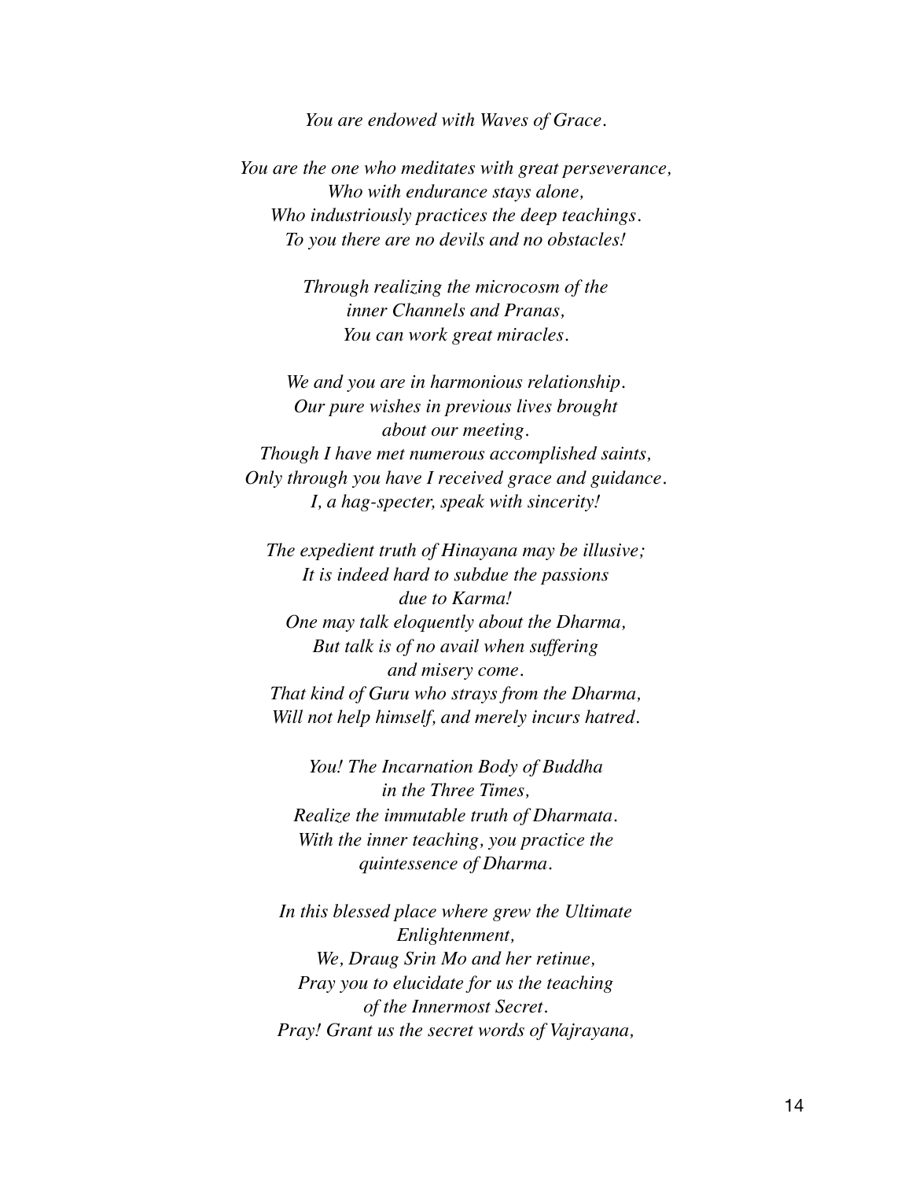*You are endowed with Waves of Grace.*

*You are the one who meditates with great perseverance,*
*Who with endurance stays alone,*
*Who industriously practices the deep teachings.*
*To you there are no devils and no obstacles!*

*Through realizing the microcosm of the*
*inner Channels and Pranas,*
*You can work great miracles.*

*We and you are in harmonious relationship.*
*Our pure wishes in previous lives brought*
*about our meeting.*
*Though I have met numerous accomplished saints,*
*Only through you have I received grace and guidance.*
*I, a hag-specter, speak with sincerity!*

*The expedient truth of Hinayana may be illusive;*
*It is indeed hard to subdue the passions*
*due to Karma!*
*One may talk eloquently about the Dharma,*
*But talk is of no avail when suffering*
*and misery come.*
*That kind of Guru who strays from the Dharma,*
*Will not help himself, and merely incurs hatred.*

*You! The Incarnation Body of Buddha*
*in the Three Times,*
*Realize the immutable truth of Dharmata.*
*With the inner teaching, you practice the*
*quintessence of Dharma.*

*In this blessed place where grew the Ultimate*
*Enlightenment,*
*We, Draug Srin Mo and her retinue,*
*Pray you to elucidate for us the teaching*
*of the Innermost Secret.*
*Pray! Grant us the secret words of Vajrayana,*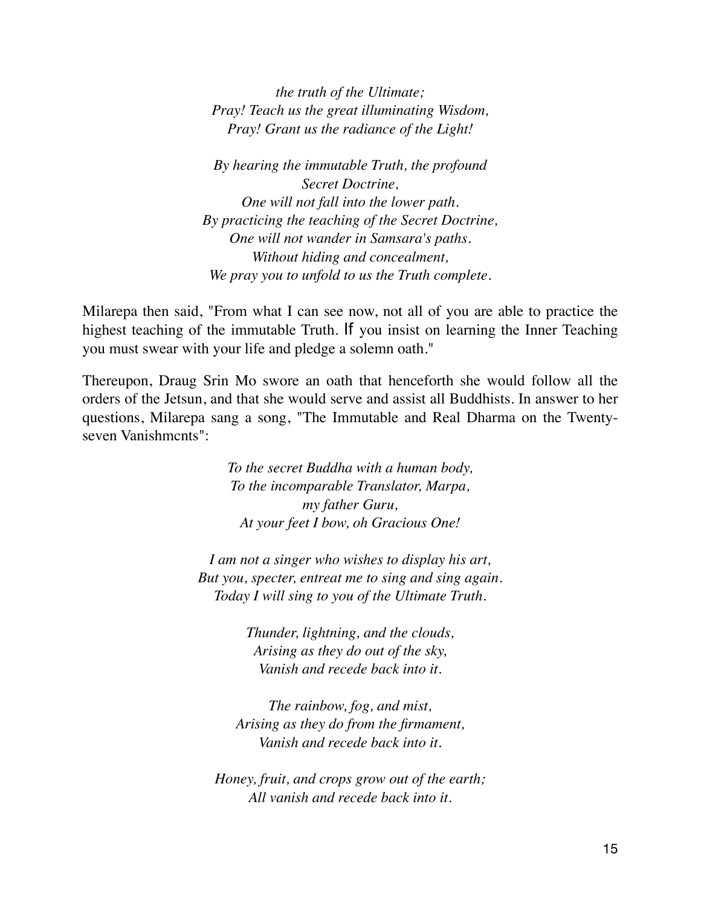*the truth of the Ultimate;*
*Pray! Teach us the great illuminating Wisdom,*
*Pray! Grant us the radiance of the Light!*

*By hearing the immutable Truth, the profound*
*Secret Doctrine,*
*One will not fall into the lower path.*
*By practicing the teaching of the Secret Doctrine,*
*One will not wander in Samsara's paths.*
*Without hiding and concealment,*
*We pray you to unfold to us the Truth complete.*

Milarepa then said, "From what I can see now, not all of you are able to practice the highest teaching of the immutable Truth. If you insist on learning the Inner Teaching you must swear with your life and pledge a solemn oath."

Thereupon, Draug Srin Mo swore an oath that henceforth she would follow all the orders of the Jetsun, and that she would serve and assist all Buddhists. In answer to her questions, Milarepa sang a song, "The Immutable and Real Dharma on the Twenty-seven Vanishmcnts":

*To the secret Buddha with a human body,*
*To the incomparable Translator, Marpa,*
*my father Guru,*
*At your feet I bow, oh Gracious One!*

*I am not a singer who wishes to display his art,*
*But you, specter, entreat me to sing and sing again.*
*Today I will sing to you of the Ultimate Truth.*

*Thunder, lightning, and the clouds,*
*Arising as they do out of the sky,*
*Vanish and recede back into it.*

*The rainbow, fog, and mist,*
*Arising as they do from the firmament,*
*Vanish and recede back into it.*

*Honey, fruit, and crops grow out of the earth;*
*All vanish and recede back into it.*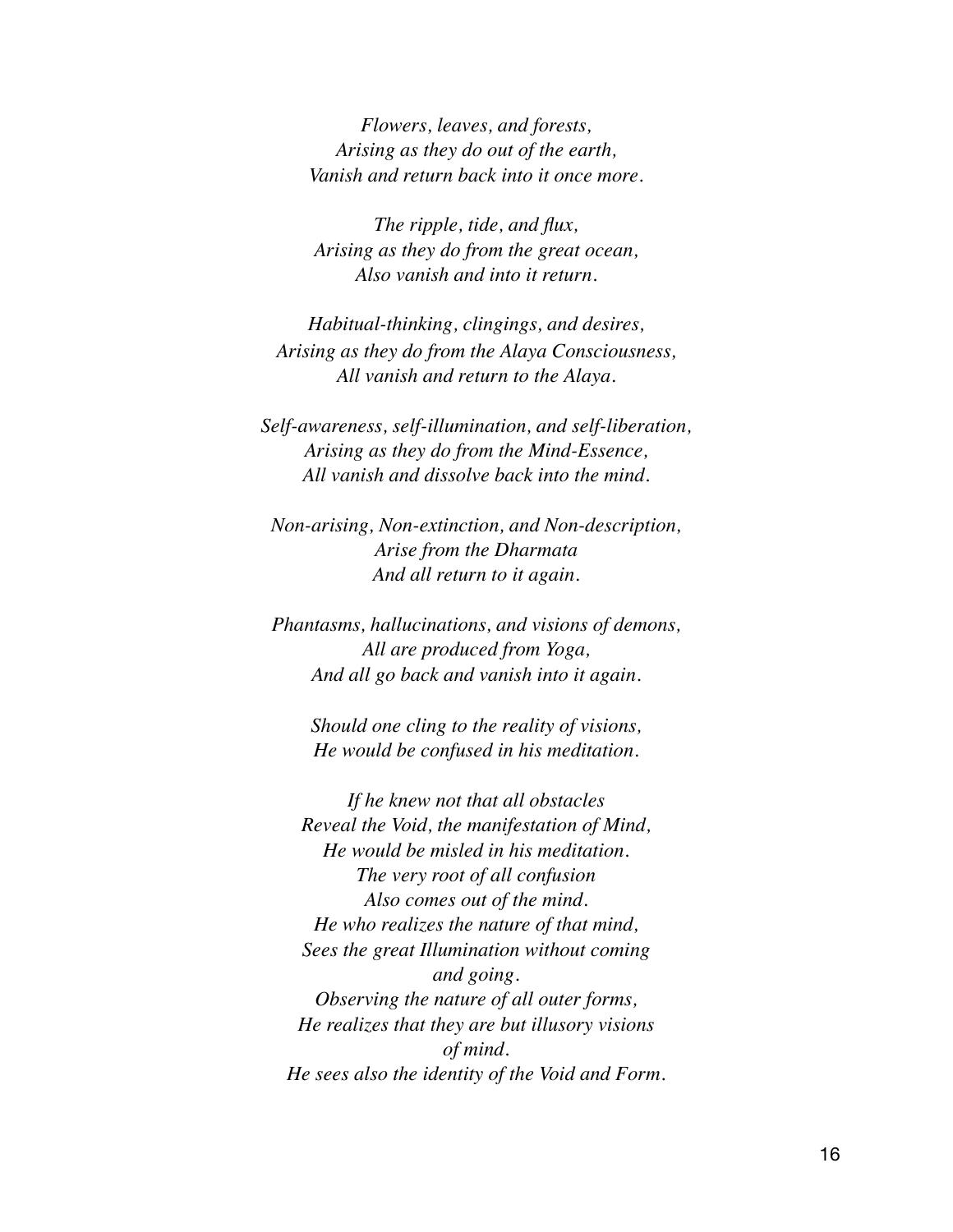*Flowers, leaves, and forests,*
*Arising as they do out of the earth,*
*Vanish and return back into it once more.*

*The ripple, tide, and flux,*
*Arising as they do from the great ocean,*
*Also vanish and into it return.*

*Habitual-thinking, clingings, and desires,*
*Arising as they do from the Alaya Consciousness,*
*All vanish and return to the Alaya.*

*Self-awareness, self-illumination, and self-liberation,*
*Arising as they do from the Mind-Essence,*
*All vanish and dissolve back into the mind.*

*Non-arising, Non-extinction, and Non-description,*
*Arise from the Dharmata*
*And all return to it again.*

*Phantasms, hallucinations, and visions of demons,*
*All are produced from Yoga,*
*And all go back and vanish into it again.*

*Should one cling to the reality of visions,*
*He would be confused in his meditation.*

*If he knew not that all obstacles*
*Reveal the Void, the manifestation of Mind,*
*He would be misled in his meditation.*
*The very root of all confusion*
*Also comes out of the mind.*
*He who realizes the nature of that mind,*
*Sees the great Illumination without coming and going.*
*Observing the nature of all outer forms,*
*He realizes that they are but illusory visions of mind.*
*He sees also the identity of the Void and Form.*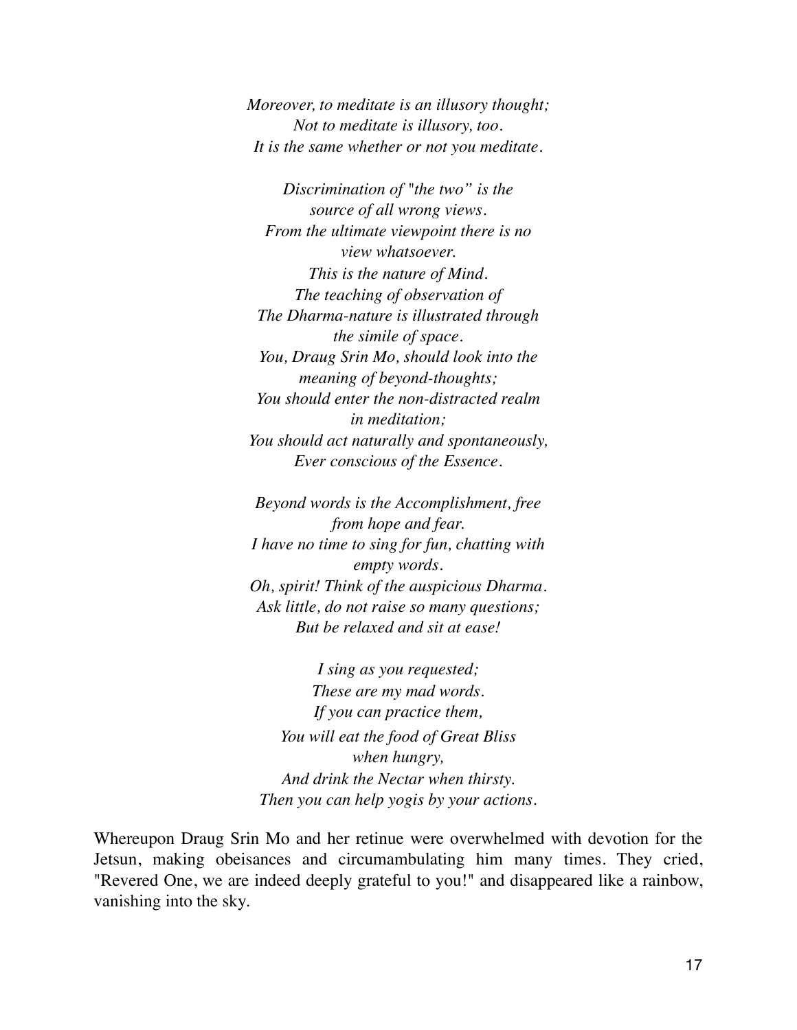*Moreover, to meditate is an illusory thought;*
*Not to meditate is illusory, too.*
*It is the same whether or not you meditate.*

*Discrimination of "the two" is the source of all wrong views.*
*From the ultimate viewpoint there is no view whatsoever.*
*This is the nature of Mind.*
*The teaching of observation of*
*The Dharma-nature is illustrated through the simile of space.*
*You, Draug Srin Mo, should look into the meaning of beyond-thoughts;*
*You should enter the non-distracted realm in meditation;*
*You should act naturally and spontaneously,*
*Ever conscious of the Essence.*

*Beyond words is the Accomplishment, free from hope and fear.*
*I have no time to sing for fun, chatting with empty words.*
*Oh, spirit! Think of the auspicious Dharma.*
*Ask little, do not raise so many questions;*
*But be relaxed and sit at ease!*

*I sing as you requested;*
*These are my mad words.*
*If you can practice them,*
*You will eat the food of Great Bliss when hungry,*
*And drink the Nectar when thirsty.*
*Then you can help yogis by your actions.*

Whereupon Draug Srin Mo and her retinue were overwhelmed with devotion for the Jetsun, making obeisances and circumambulating him many times. They cried, "Revered One, we are indeed deeply grateful to you!" and disappeared like a rainbow, vanishing into the sky.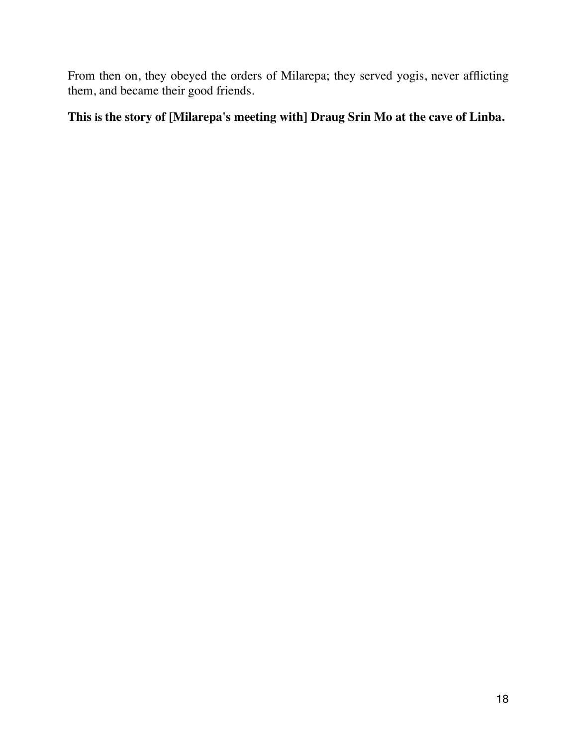From then on, they obeyed the orders of Milarepa; they served yogis, never afflicting them, and became their good friends.

**This is the story of [Milarepa's meeting with] Draug Srin Mo at the cave of Linba.**